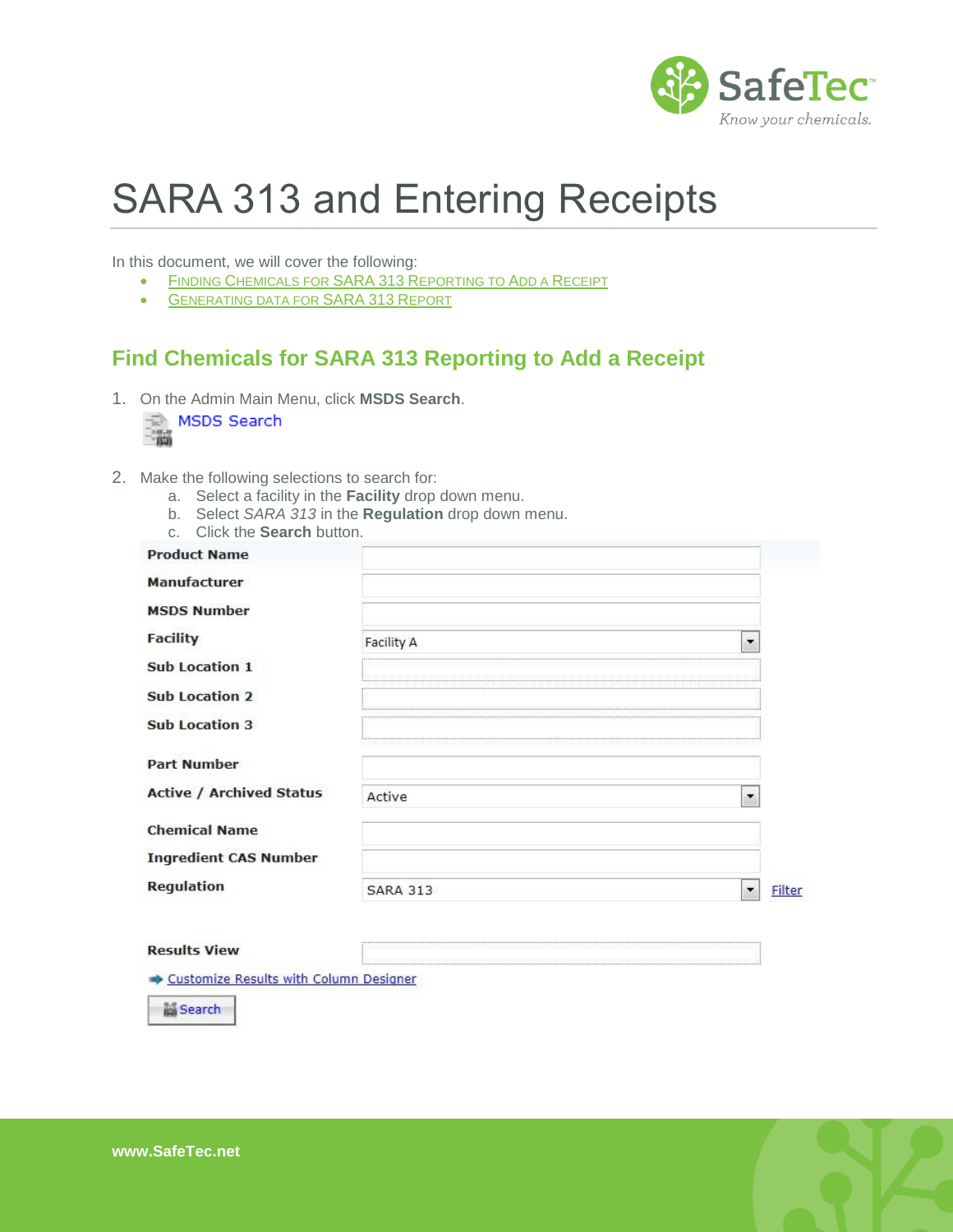# SARA 313 and Entering Receipts

In this document, we will cover the following:

- FINDING CHEMICALS FOR SARA 313 REPORTING TO ADD A RECEIPT
- GENERATING DATA FOR SARA 313 REPORT

## Find Chemicals for SARA 313 Reporting to Add a Receipt

1. On the Admin Main Menu, click **MSDS Search**.

   MSDS Search

2. Make the following selections to search for:
   a. Select a facility in the **Facility** drop down menu.
   b. Select *SARA 313* in the **Regulation** drop down menu.
   c. Click the **Search** button.

| Field | Value |
|---|---|
| Product Name | |
| Manufacturer | |
| MSDS Number | |
| Facility | Facility A |
| Sub Location 1 | |
| Sub Location 2 | |
| Sub Location 3 | |
| Part Number | |
| Active / Archived Status | Active |
| Chemical Name | |
| Ingredient CAS Number | |
| Regulation | SARA 313 (Filter) |
| Results View | |

Customize Results with Column Designer

Search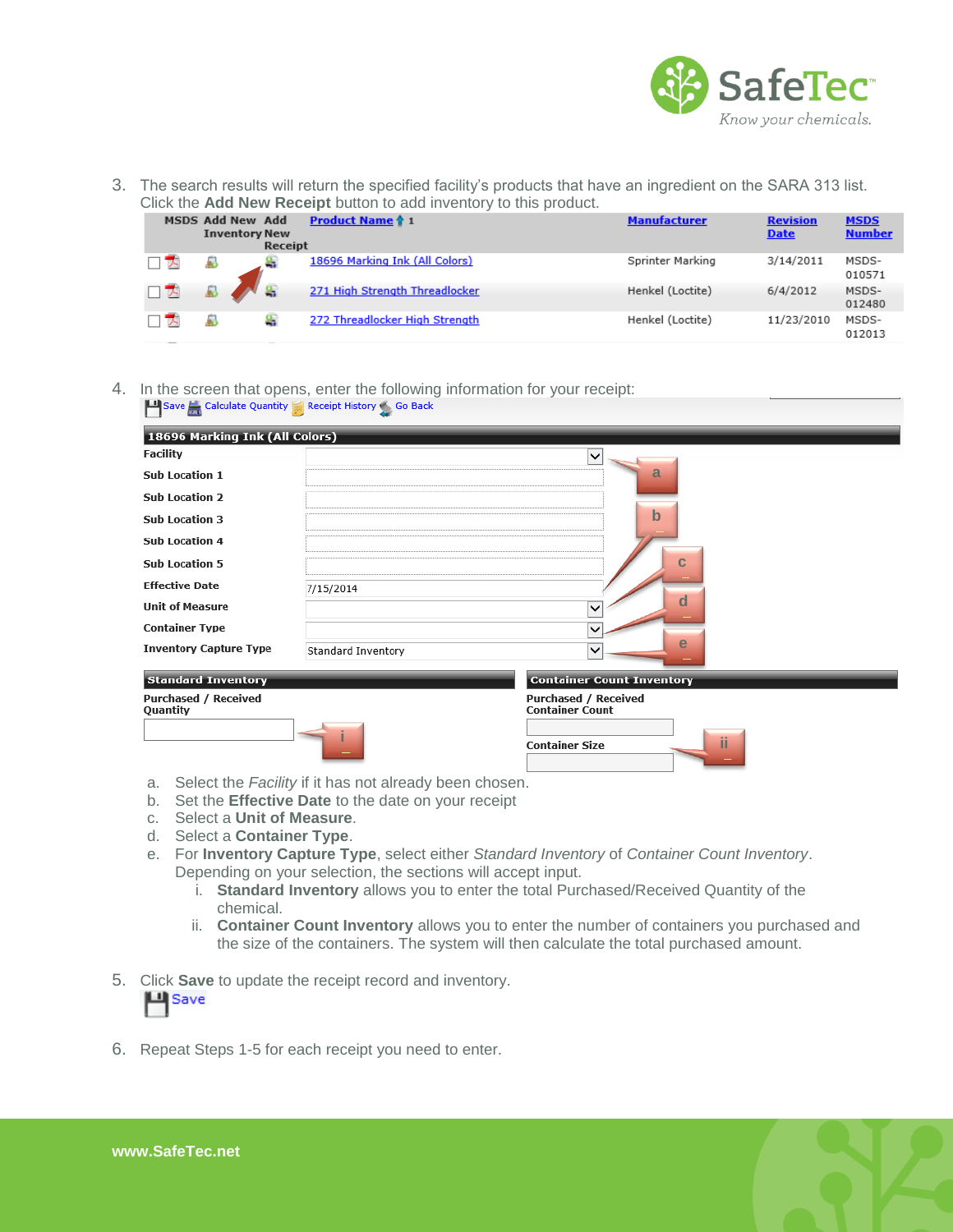3. The search results will return the specified facility's products that have an ingredient on the SARA 313 list. Click the **Add New Receipt** button to add inventory to this product.

| MSDS | Add New Inventory | Add New Receipt | Product Name ↑ 1 | Manufacturer | Revision Date | MSDS Number |
|---|---|---|---|---|---|---|
| | | | 18696 Marking Ink (All Colors) | Sprinter Marking | 3/14/2011 | MSDS-010571 |
| | | | 271 High Strength Threadlocker | Henkel (Loctite) | 6/4/2012 | MSDS-012480 |
| | | | 272 Threadlocker High Strength | Henkel (Loctite) | 11/23/2010 | MSDS-012013 |

4. In the screen that opens, enter the following information for your receipt:

Save | Calculate Quantity | Receipt History | Go Back

**18696 Marking Ink (All Colors)**

| Field | Value |
|---|---|
| Facility | |
| Sub Location 1 | |
| Sub Location 2 | |
| Sub Location 3 | |
| Sub Location 4 | |
| Sub Location 5 | |
| Effective Date | 7/15/2014 |
| Unit of Measure | |
| Container Type | |
| Inventory Capture Type | Standard Inventory |

**Standard Inventory** — Purchased / Received Quantity

**Container Count Inventory** — Purchased / Received Container Count; Container Size

   a. Select the *Facility* if it has not already been chosen.
   b. Set the **Effective Date** to the date on your receipt
   c. Select a **Unit of Measure**.
   d. Select a **Container Type**.
   e. For **Inventory Capture Type**, select either *Standard Inventory* of *Container Count Inventory*. Depending on your selection, the sections will accept input.
      i. **Standard Inventory** allows you to enter the total Purchased/Received Quantity of the chemical.
      ii. **Container Count Inventory** allows you to enter the number of containers you purchased and the size of the containers. The system will then calculate the total purchased amount.

5. Click **Save** to update the receipt record and inventory.

   Save

6. Repeat Steps 1-5 for each receipt you need to enter.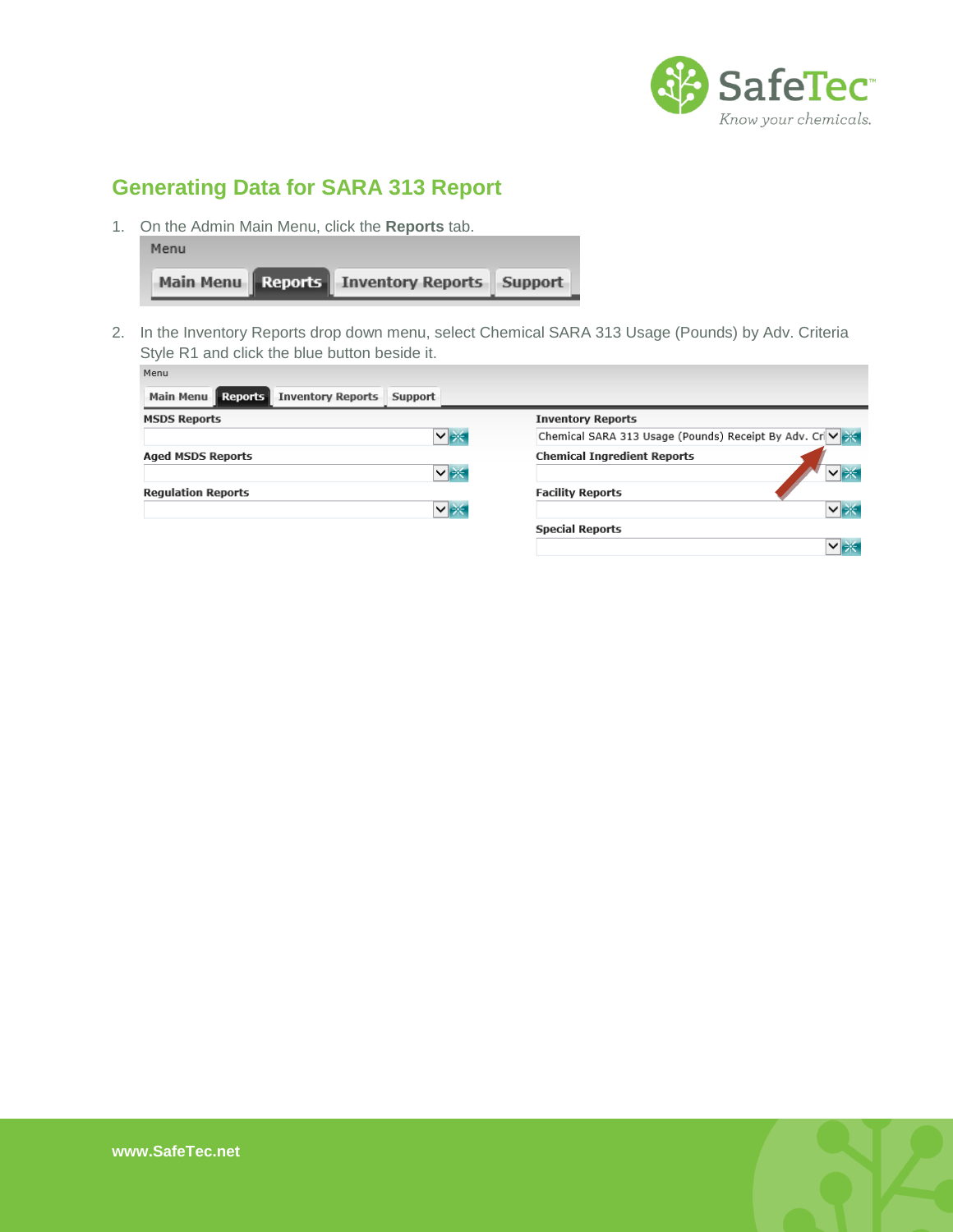## Generating Data for SARA 313 Report

1. On the Admin Main Menu, click the **Reports** tab.

2. In the Inventory Reports drop down menu, select Chemical SARA 313 Usage (Pounds) by Adv. Criteria Style R1 and click the blue button beside it.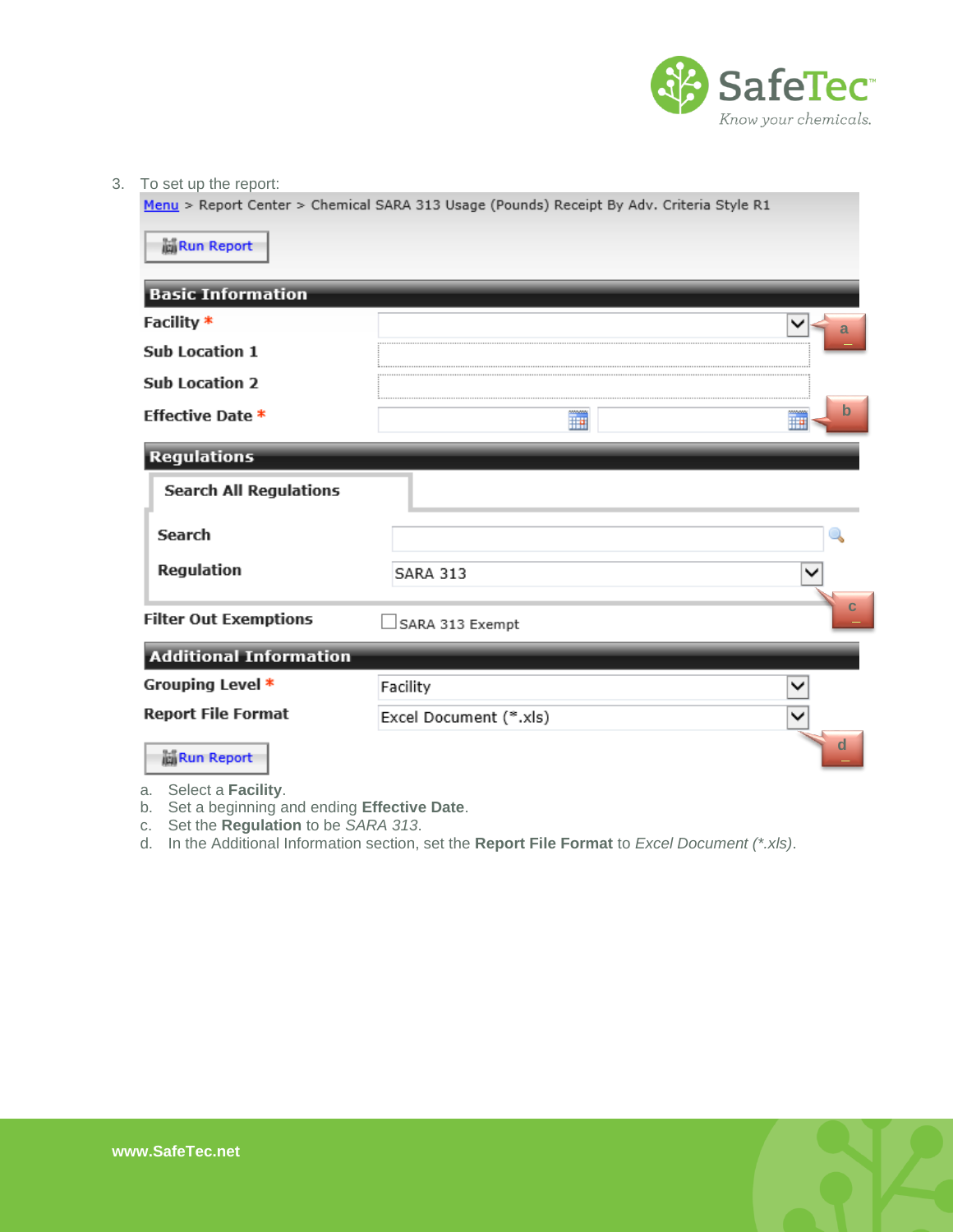3. To set up the report:

Menu > Report Center > Chemical SARA 313 Usage (Pounds) Receipt By Adv. Criteria Style R1

Run Report

**Basic Information**

Facility *

Sub Location 1

Sub Location 2

Effective Date *

**Regulations**

Search All Regulations

Search

Regulation — SARA 313

Filter Out Exemptions — SARA 313 Exempt

**Additional Information**

Grouping Level * — Facility

Report File Format — Excel Document (*.xls)

Run Report

a. Select a **Facility**.
b. Set a beginning and ending **Effective Date**.
c. Set the **Regulation** to be *SARA 313*.
d. In the Additional Information section, set the **Report File Format** to *Excel Document (*.xls)*.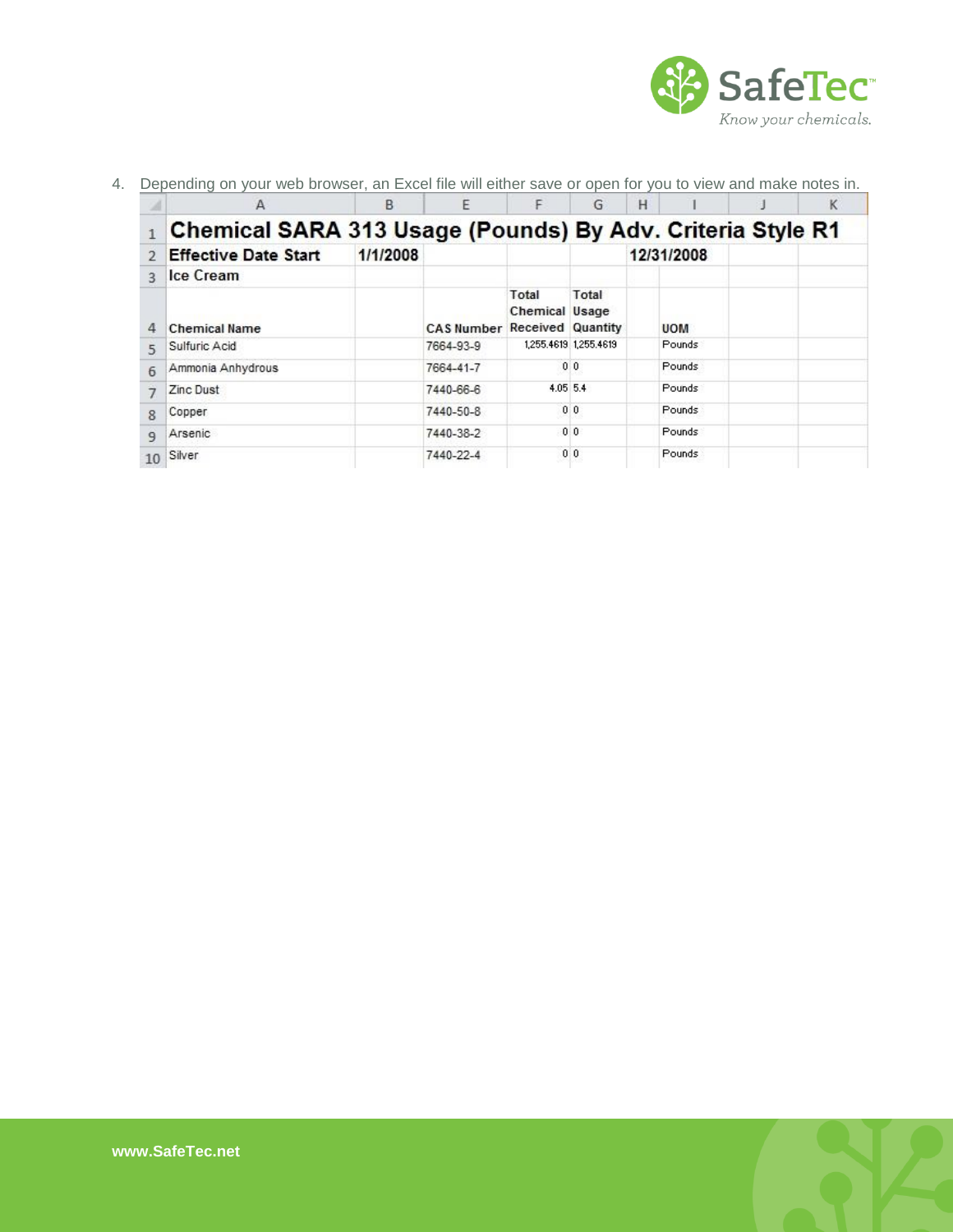4. Depending on your web browser, an Excel file will either save or open for you to view and make notes in.

| | A | B | E | F | G | H | I | J | K |
|---|---|---|---|---|---|---|---|---|---|
| 1 | Chemical SARA 313 Usage (Pounds) By Adv. Criteria Style R1 | | | | | | | | |
| 2 | Effective Date Start | 1/1/2008 | | | | 12/31/2008 | | | |
| 3 | Ice Cream | | | | | | | | |
| 4 | Chemical Name | | CAS Number | Total Chemical Received | Total Usage Quantity | | UOM | | |
| 5 | Sulfuric Acid | | 7664-93-9 | 1,255.4619 | 1,255.4619 | | Pounds | | |
| 6 | Ammonia Anhydrous | | 7664-41-7 | 0 | 0 | | Pounds | | |
| 7 | Zinc Dust | | 7440-66-6 | 4.05 | 5.4 | | Pounds | | |
| 8 | Copper | | 7440-50-8 | 0 | 0 | | Pounds | | |
| 9 | Arsenic | | 7440-38-2 | 0 | 0 | | Pounds | | |
| 10 | Silver | | 7440-22-4 | 0 | 0 | | Pounds | | |